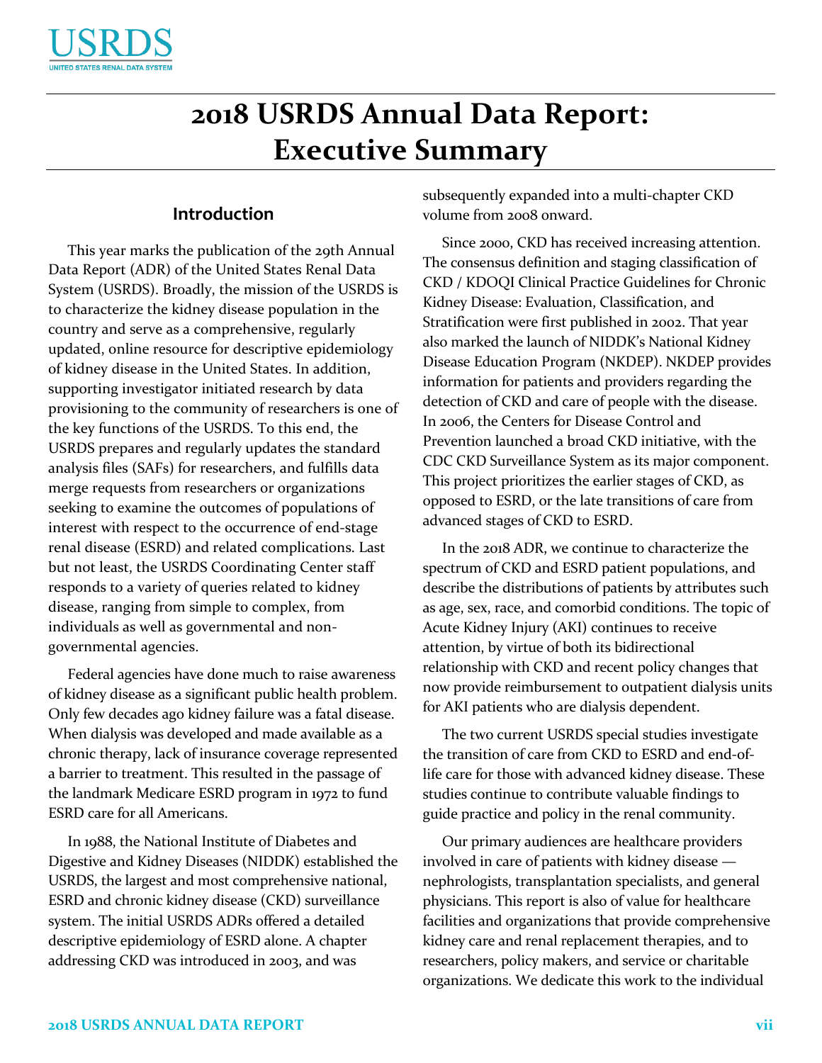# 2018 USRDS Annual Data Report: Executive Summary

## Introduction

This year marks the publication of the 29th Annual Data Report (ADR) of the United States Renal Data System (USRDS). Broadly, the mission of the USRDS is to characterize the kidney disease population in the country and serve as a comprehensive, regularly updated, online resource for descriptive epidemiology of kidney disease in the United States. In addition, supporting investigator initiated research by data provisioning to the community of researchers is one of the key functions of the USRDS. To this end, the USRDS prepares and regularly updates the standard analysis files (SAFs) for researchers, and fulfills data merge requests from researchers or organizations seeking to examine the outcomes of populations of interest with respect to the occurrence of end-stage renal disease (ESRD) and related complications. Last but not least, the USRDS Coordinating Center staff responds to a variety of queries related to kidney disease, ranging from simple to complex, from individuals as well as governmental and non-governmental agencies.

Federal agencies have done much to raise awareness of kidney disease as a significant public health problem. Only few decades ago kidney failure was a fatal disease. When dialysis was developed and made available as a chronic therapy, lack of insurance coverage represented a barrier to treatment. This resulted in the passage of the landmark Medicare ESRD program in 1972 to fund ESRD care for all Americans.

In 1988, the National Institute of Diabetes and Digestive and Kidney Diseases (NIDDK) established the USRDS, the largest and most comprehensive national, ESRD and chronic kidney disease (CKD) surveillance system. The initial USRDS ADRs offered a detailed descriptive epidemiology of ESRD alone. A chapter addressing CKD was introduced in 2003, and was subsequently expanded into a multi-chapter CKD volume from 2008 onward.

Since 2000, CKD has received increasing attention. The consensus definition and staging classification of CKD / KDOQI Clinical Practice Guidelines for Chronic Kidney Disease: Evaluation, Classification, and Stratification were first published in 2002. That year also marked the launch of NIDDK's National Kidney Disease Education Program (NKDEP). NKDEP provides information for patients and providers regarding the detection of CKD and care of people with the disease. In 2006, the Centers for Disease Control and Prevention launched a broad CKD initiative, with the CDC CKD Surveillance System as its major component. This project prioritizes the earlier stages of CKD, as opposed to ESRD, or the late transitions of care from advanced stages of CKD to ESRD.

In the 2018 ADR, we continue to characterize the spectrum of CKD and ESRD patient populations, and describe the distributions of patients by attributes such as age, sex, race, and comorbid conditions. The topic of Acute Kidney Injury (AKI) continues to receive attention, by virtue of both its bidirectional relationship with CKD and recent policy changes that now provide reimbursement to outpatient dialysis units for AKI patients who are dialysis dependent.

The two current USRDS special studies investigate the transition of care from CKD to ESRD and end-of-life care for those with advanced kidney disease. These studies continue to contribute valuable findings to guide practice and policy in the renal community.

Our primary audiences are healthcare providers involved in care of patients with kidney disease — nephrologists, transplantation specialists, and general physicians. This report is also of value for healthcare facilities and organizations that provide comprehensive kidney care and renal replacement therapies, and to researchers, policy makers, and service or charitable organizations. We dedicate this work to the individual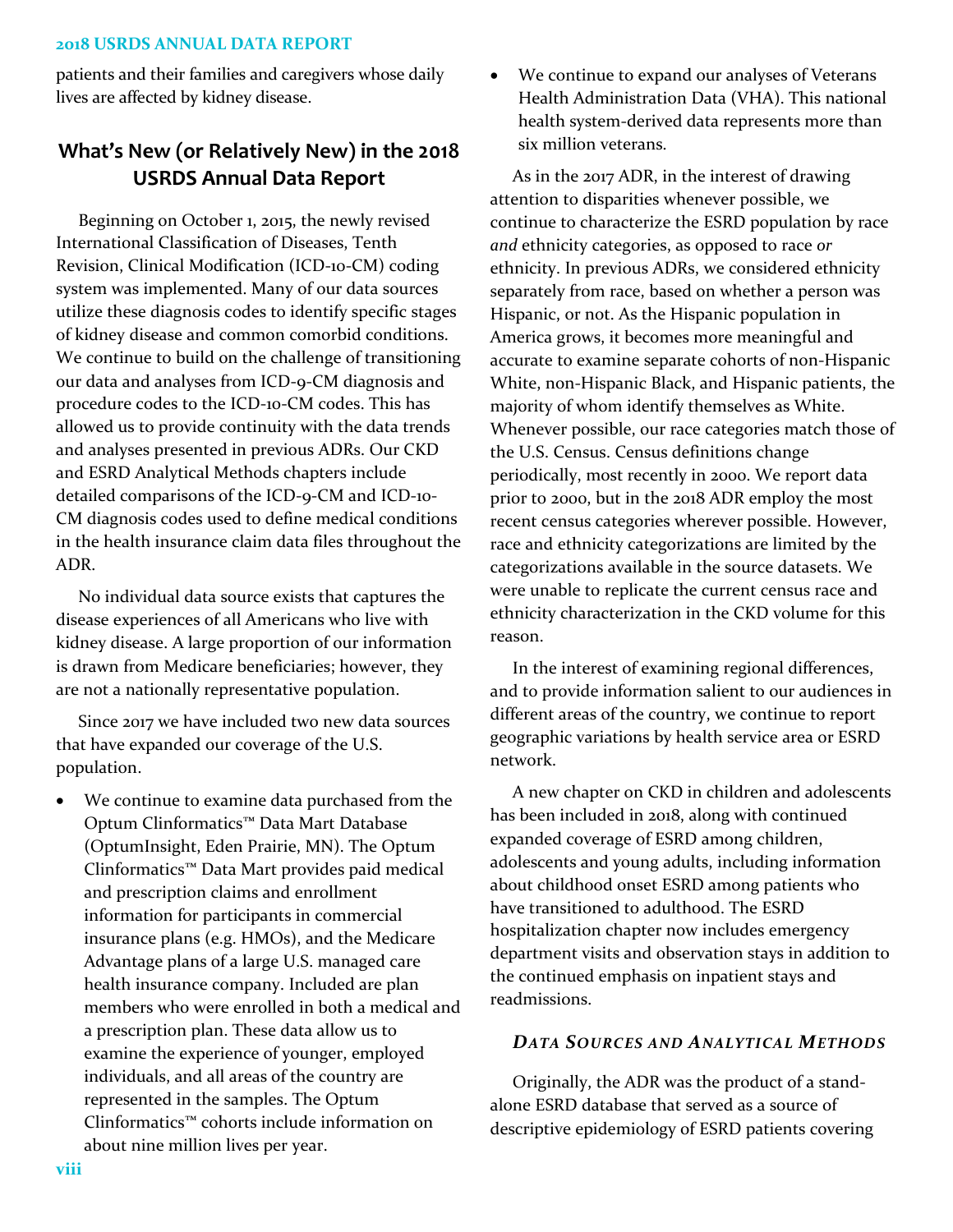patients and their families and caregivers whose daily lives are affected by kidney disease.

## What's New (or Relatively New) in the 2018 USRDS Annual Data Report

Beginning on October 1, 2015, the newly revised International Classification of Diseases, Tenth Revision, Clinical Modification (ICD-10-CM) coding system was implemented. Many of our data sources utilize these diagnosis codes to identify specific stages of kidney disease and common comorbid conditions. We continue to build on the challenge of transitioning our data and analyses from ICD-9-CM diagnosis and procedure codes to the ICD-10-CM codes. This has allowed us to provide continuity with the data trends and analyses presented in previous ADRs. Our CKD and ESRD Analytical Methods chapters include detailed comparisons of the ICD-9-CM and ICD-10-CM diagnosis codes used to define medical conditions in the health insurance claim data files throughout the ADR.

No individual data source exists that captures the disease experiences of all Americans who live with kidney disease. A large proportion of our information is drawn from Medicare beneficiaries; however, they are not a nationally representative population.

Since 2017 we have included two new data sources that have expanded our coverage of the U.S. population.

- We continue to examine data purchased from the Optum Clinformatics™ Data Mart Database (OptumInsight, Eden Prairie, MN). The Optum Clinformatics™ Data Mart provides paid medical and prescription claims and enrollment information for participants in commercial insurance plans (e.g. HMOs), and the Medicare Advantage plans of a large U.S. managed care health insurance company. Included are plan members who were enrolled in both a medical and a prescription plan. These data allow us to examine the experience of younger, employed individuals, and all areas of the country are represented in the samples. The Optum Clinformatics™ cohorts include information on about nine million lives per year.
- We continue to expand our analyses of Veterans Health Administration Data (VHA). This national health system-derived data represents more than six million veterans.

As in the 2017 ADR, in the interest of drawing attention to disparities whenever possible, we continue to characterize the ESRD population by race *and* ethnicity categories, as opposed to race *or* ethnicity. In previous ADRs, we considered ethnicity separately from race, based on whether a person was Hispanic, or not. As the Hispanic population in America grows, it becomes more meaningful and accurate to examine separate cohorts of non-Hispanic White, non-Hispanic Black, and Hispanic patients, the majority of whom identify themselves as White. Whenever possible, our race categories match those of the U.S. Census. Census definitions change periodically, most recently in 2000. We report data prior to 2000, but in the 2018 ADR employ the most recent census categories wherever possible. However, race and ethnicity categorizations are limited by the categorizations available in the source datasets. We were unable to replicate the current census race and ethnicity characterization in the CKD volume for this reason.

In the interest of examining regional differences, and to provide information salient to our audiences in different areas of the country, we continue to report geographic variations by health service area or ESRD network.

A new chapter on CKD in children and adolescents has been included in 2018, along with continued expanded coverage of ESRD among children, adolescents and young adults, including information about childhood onset ESRD among patients who have transitioned to adulthood. The ESRD hospitalization chapter now includes emergency department visits and observation stays in addition to the continued emphasis on inpatient stays and readmissions.

### *Data Sources and Analytical Methods*

Originally, the ADR was the product of a stand-alone ESRD database that served as a source of descriptive epidemiology of ESRD patients covering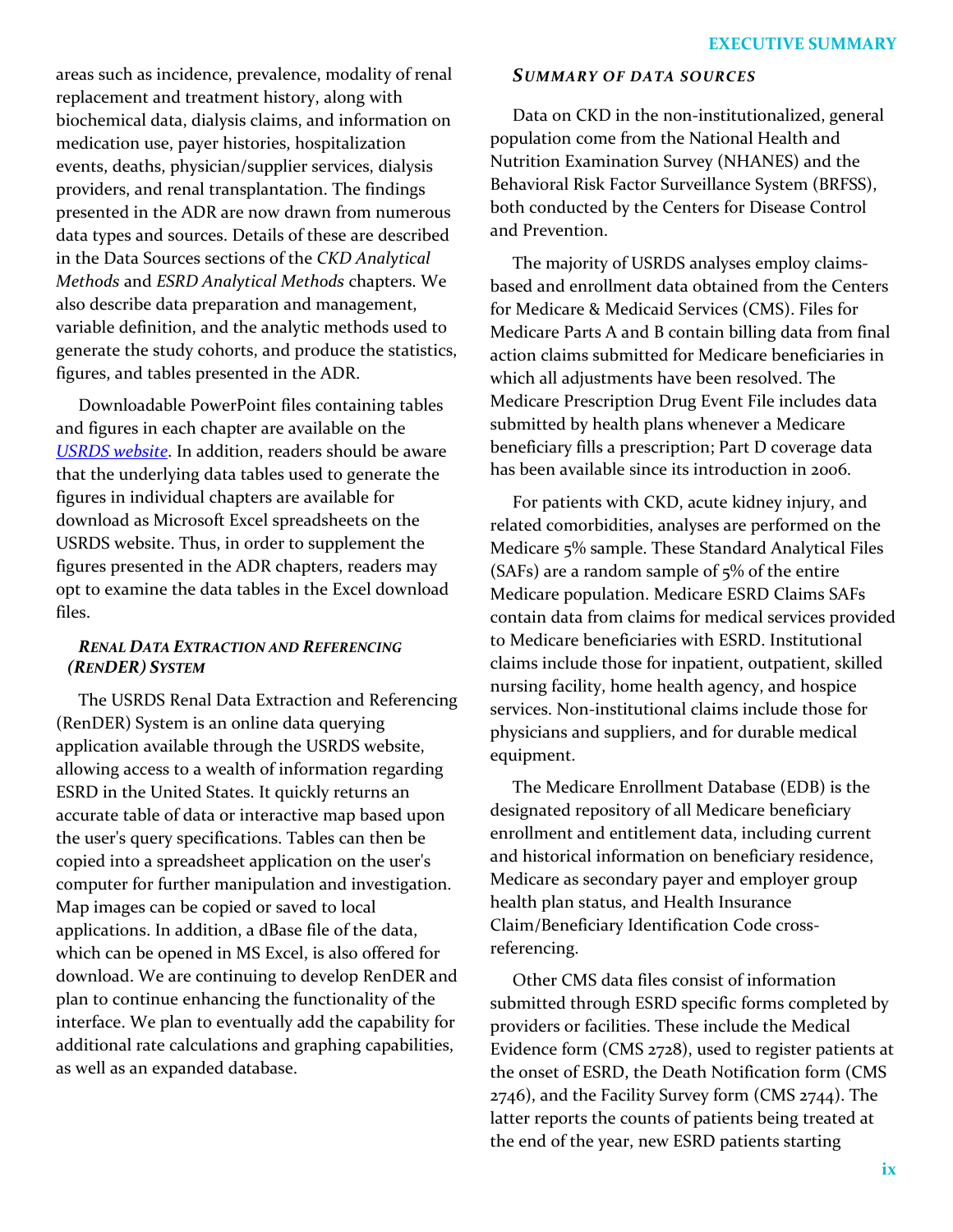areas such as incidence, prevalence, modality of renal replacement and treatment history, along with biochemical data, dialysis claims, and information on medication use, payer histories, hospitalization events, deaths, physician/supplier services, dialysis providers, and renal transplantation. The findings presented in the ADR are now drawn from numerous data types and sources. Details of these are described in the Data Sources sections of the *CKD Analytical Methods* and *ESRD Analytical Methods* chapters. We also describe data preparation and management, variable definition, and the analytic methods used to generate the study cohorts, and produce the statistics, figures, and tables presented in the ADR.

Downloadable PowerPoint files containing tables and figures in each chapter are available on the *USRDS website*. In addition, readers should be aware that the underlying data tables used to generate the figures in individual chapters are available for download as Microsoft Excel spreadsheets on the USRDS website. Thus, in order to supplement the figures presented in the ADR chapters, readers may opt to examine the data tables in the Excel download files.

### *Renal Data Extraction and Referencing (RenDER) System*

The USRDS Renal Data Extraction and Referencing (RenDER) System is an online data querying application available through the USRDS website, allowing access to a wealth of information regarding ESRD in the United States. It quickly returns an accurate table of data or interactive map based upon the user's query specifications. Tables can then be copied into a spreadsheet application on the user's computer for further manipulation and investigation. Map images can be copied or saved to local applications. In addition, a dBase file of the data, which can be opened in MS Excel, is also offered for download. We are continuing to develop RenDER and plan to continue enhancing the functionality of the interface. We plan to eventually add the capability for additional rate calculations and graphing capabilities, as well as an expanded database.

### *Summary of Data Sources*

Data on CKD in the non-institutionalized, general population come from the National Health and Nutrition Examination Survey (NHANES) and the Behavioral Risk Factor Surveillance System (BRFSS), both conducted by the Centers for Disease Control and Prevention.

The majority of USRDS analyses employ claims-based and enrollment data obtained from the Centers for Medicare & Medicaid Services (CMS). Files for Medicare Parts A and B contain billing data from final action claims submitted for Medicare beneficiaries in which all adjustments have been resolved. The Medicare Prescription Drug Event File includes data submitted by health plans whenever a Medicare beneficiary fills a prescription; Part D coverage data has been available since its introduction in 2006.

For patients with CKD, acute kidney injury, and related comorbidities, analyses are performed on the Medicare 5% sample. These Standard Analytical Files (SAFs) are a random sample of 5% of the entire Medicare population. Medicare ESRD Claims SAFs contain data from claims for medical services provided to Medicare beneficiaries with ESRD. Institutional claims include those for inpatient, outpatient, skilled nursing facility, home health agency, and hospice services. Non-institutional claims include those for physicians and suppliers, and for durable medical equipment.

The Medicare Enrollment Database (EDB) is the designated repository of all Medicare beneficiary enrollment and entitlement data, including current and historical information on beneficiary residence, Medicare as secondary payer and employer group health plan status, and Health Insurance Claim/Beneficiary Identification Code cross-referencing.

Other CMS data files consist of information submitted through ESRD specific forms completed by providers or facilities. These include the Medical Evidence form (CMS 2728), used to register patients at the onset of ESRD, the Death Notification form (CMS 2746), and the Facility Survey form (CMS 2744). The latter reports the counts of patients being treated at the end of the year, new ESRD patients starting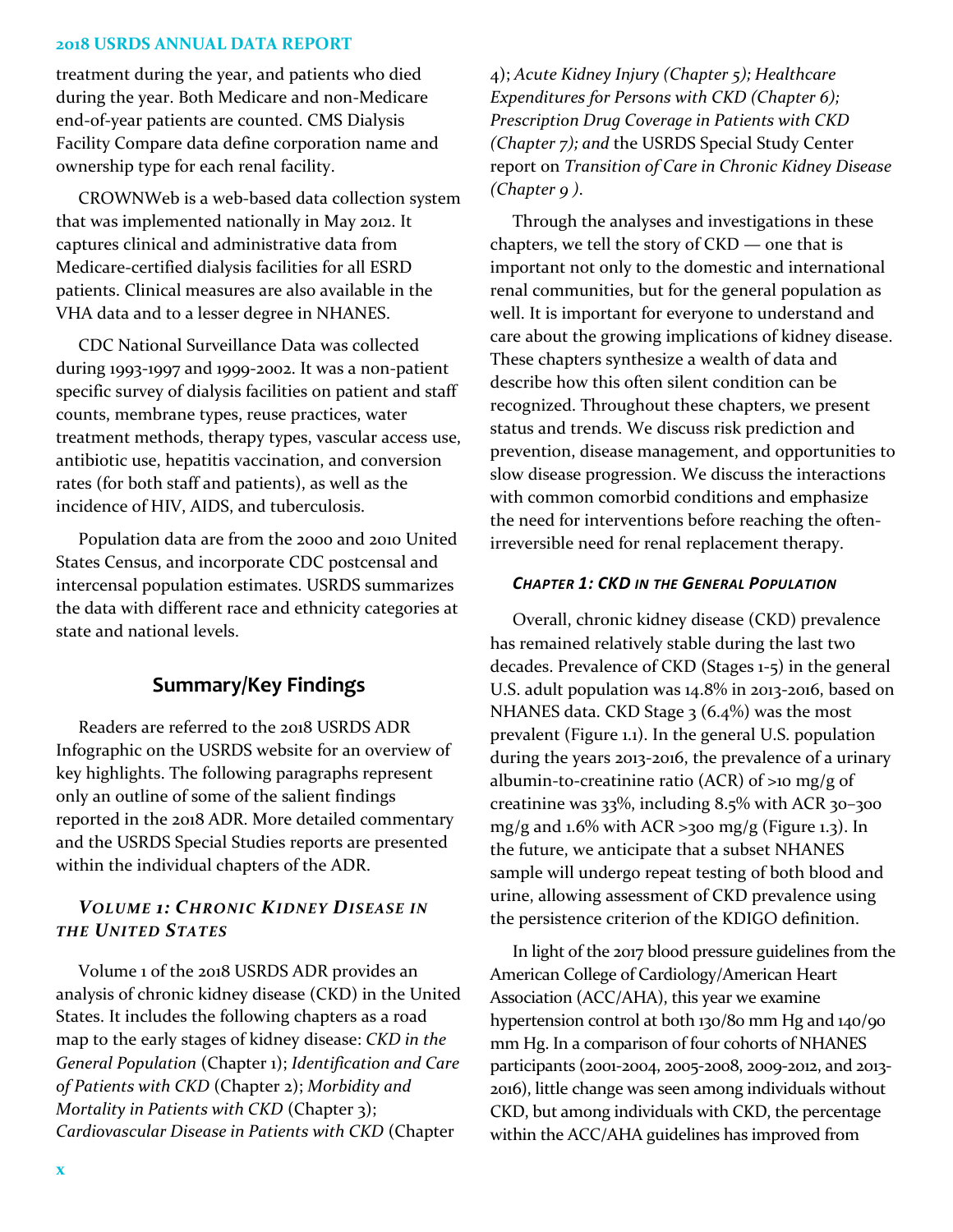treatment during the year, and patients who died during the year. Both Medicare and non-Medicare end-of-year patients are counted. CMS Dialysis Facility Compare data define corporation name and ownership type for each renal facility.

CROWNWeb is a web-based data collection system that was implemented nationally in May 2012. It captures clinical and administrative data from Medicare-certified dialysis facilities for all ESRD patients. Clinical measures are also available in the VHA data and to a lesser degree in NHANES.

CDC National Surveillance Data was collected during 1993-1997 and 1999-2002. It was a non-patient specific survey of dialysis facilities on patient and staff counts, membrane types, reuse practices, water treatment methods, therapy types, vascular access use, antibiotic use, hepatitis vaccination, and conversion rates (for both staff and patients), as well as the incidence of HIV, AIDS, and tuberculosis.

Population data are from the 2000 and 2010 United States Census, and incorporate CDC postcensal and intercensal population estimates. USRDS summarizes the data with different race and ethnicity categories at state and national levels.

## Summary/Key Findings

Readers are referred to the 2018 USRDS ADR Infographic on the USRDS website for an overview of key highlights. The following paragraphs represent only an outline of some of the salient findings reported in the 2018 ADR. More detailed commentary and the USRDS Special Studies reports are presented within the individual chapters of the ADR.

### *Volume 1: Chronic Kidney Disease in the United States*

Volume 1 of the 2018 USRDS ADR provides an analysis of chronic kidney disease (CKD) in the United States. It includes the following chapters as a road map to the early stages of kidney disease: *CKD in the General Population* (Chapter 1); *Identification and Care of Patients with CKD* (Chapter 2); *Morbidity and Mortality in Patients with CKD* (Chapter 3); *Cardiovascular Disease in Patients with CKD* (Chapter 4); *Acute Kidney Injury (Chapter 5); Healthcare Expenditures for Persons with CKD (Chapter 6); Prescription Drug Coverage in Patients with CKD (Chapter 7); and* the USRDS Special Study Center report on *Transition of Care in Chronic Kidney Disease (Chapter 9 ).*

Through the analyses and investigations in these chapters, we tell the story of CKD — one that is important not only to the domestic and international renal communities, but for the general population as well. It is important for everyone to understand and care about the growing implications of kidney disease. These chapters synthesize a wealth of data and describe how this often silent condition can be recognized. Throughout these chapters, we present status and trends. We discuss risk prediction and prevention, disease management, and opportunities to slow disease progression. We discuss the interactions with common comorbid conditions and emphasize the need for interventions before reaching the often-irreversible need for renal replacement therapy.

#### *Chapter 1: CKD in the General Population*

Overall, chronic kidney disease (CKD) prevalence has remained relatively stable during the last two decades. Prevalence of CKD (Stages 1-5) in the general U.S. adult population was 14.8% in 2013-2016, based on NHANES data. CKD Stage 3 (6.4%) was the most prevalent (Figure 1.1). In the general U.S. population during the years 2013-2016, the prevalence of a urinary albumin-to-creatinine ratio (ACR) of >10 mg/g of creatinine was 33%, including 8.5% with ACR 30–300 mg/g and 1.6% with ACR >300 mg/g (Figure 1.3). In the future, we anticipate that a subset NHANES sample will undergo repeat testing of both blood and urine, allowing assessment of CKD prevalence using the persistence criterion of the KDIGO definition.

In light of the 2017 blood pressure guidelines from the American College of Cardiology/American Heart Association (ACC/AHA), this year we examine hypertension control at both 130/80 mm Hg and 140/90 mm Hg. In a comparison of four cohorts of NHANES participants (2001-2004, 2005-2008, 2009-2012, and 2013-2016), little change was seen among individuals without CKD, but among individuals with CKD, the percentage within the ACC/AHA guidelines has improved from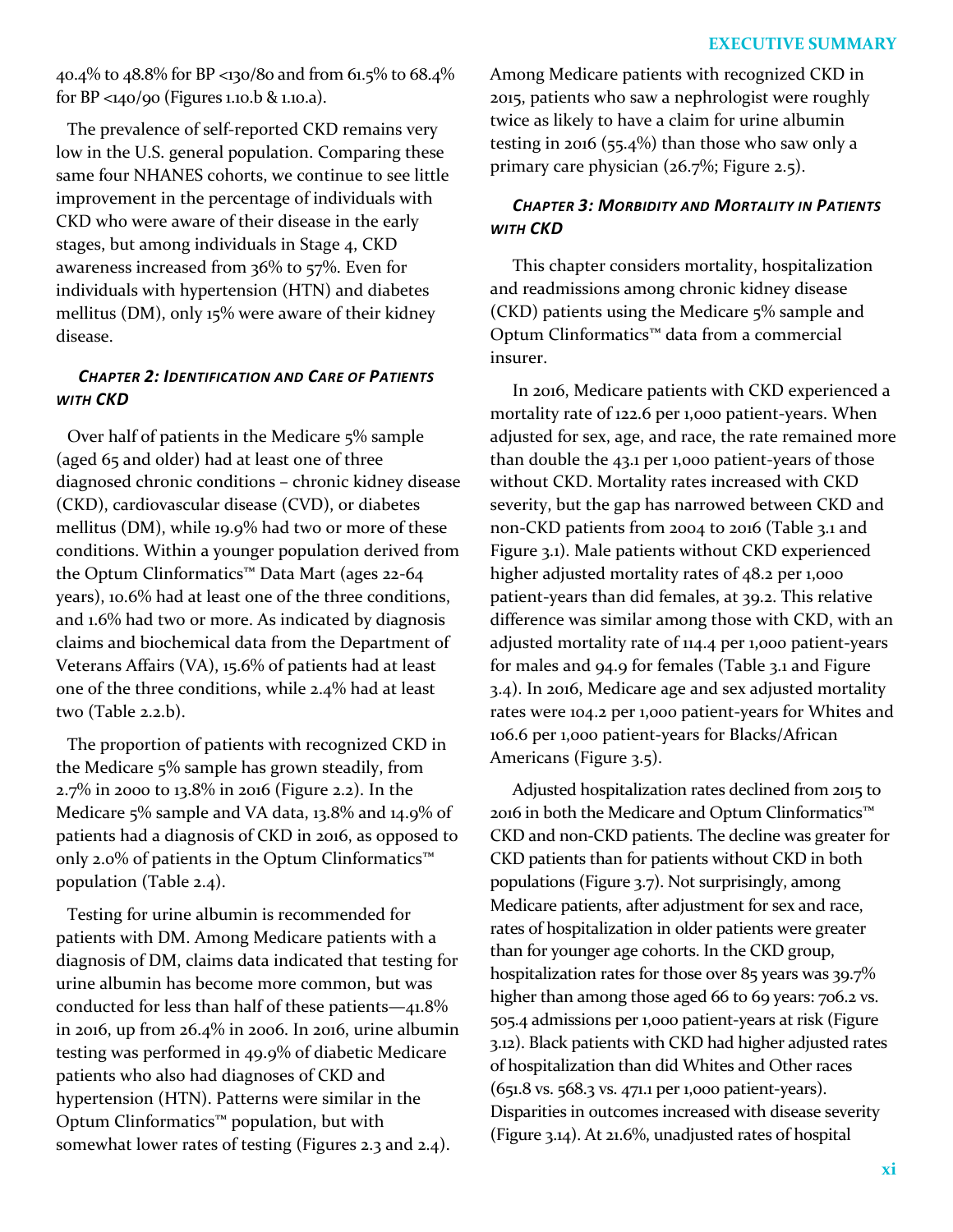40.4% to 48.8% for BP <130/80 and from 61.5% to 68.4% for BP <140/90 (Figures 1.10.b & 1.10.a).

The prevalence of self-reported CKD remains very low in the U.S. general population. Comparing these same four NHANES cohorts, we continue to see little improvement in the percentage of individuals with CKD who were aware of their disease in the early stages, but among individuals in Stage 4, CKD awareness increased from 36% to 57%. Even for individuals with hypertension (HTN) and diabetes mellitus (DM), only 15% were aware of their kidney disease.

### *Chapter 2: Identification and Care of Patients with CKD*

Over half of patients in the Medicare 5% sample (aged 65 and older) had at least one of three diagnosed chronic conditions – chronic kidney disease (CKD), cardiovascular disease (CVD), or diabetes mellitus (DM), while 19.9% had two or more of these conditions. Within a younger population derived from the Optum Clinformatics™ Data Mart (ages 22-64 years), 10.6% had at least one of the three conditions, and 1.6% had two or more. As indicated by diagnosis claims and biochemical data from the Department of Veterans Affairs (VA), 15.6% of patients had at least one of the three conditions, while 2.4% had at least two (Table 2.2.b).

The proportion of patients with recognized CKD in the Medicare 5% sample has grown steadily, from 2.7% in 2000 to 13.8% in 2016 (Figure 2.2). In the Medicare 5% sample and VA data, 13.8% and 14.9% of patients had a diagnosis of CKD in 2016, as opposed to only 2.0% of patients in the Optum Clinformatics™ population (Table 2.4).

Testing for urine albumin is recommended for patients with DM. Among Medicare patients with a diagnosis of DM, claims data indicated that testing for urine albumin has become more common, but was conducted for less than half of these patients—41.8% in 2016, up from 26.4% in 2006. In 2016, urine albumin testing was performed in 49.9% of diabetic Medicare patients who also had diagnoses of CKD and hypertension (HTN). Patterns were similar in the Optum Clinformatics™ population, but with somewhat lower rates of testing (Figures 2.3 and 2.4).

Among Medicare patients with recognized CKD in 2015, patients who saw a nephrologist were roughly twice as likely to have a claim for urine albumin testing in 2016 (55.4%) than those who saw only a primary care physician (26.7%; Figure 2.5).

### *Chapter 3: Morbidity and Mortality in Patients with CKD*

This chapter considers mortality, hospitalization and readmissions among chronic kidney disease (CKD) patients using the Medicare 5% sample and Optum Clinformatics™ data from a commercial insurer.

In 2016, Medicare patients with CKD experienced a mortality rate of 122.6 per 1,000 patient-years. When adjusted for sex, age, and race, the rate remained more than double the 43.1 per 1,000 patient-years of those without CKD. Mortality rates increased with CKD severity, but the gap has narrowed between CKD and non-CKD patients from 2004 to 2016 (Table 3.1 and Figure 3.1). Male patients without CKD experienced higher adjusted mortality rates of 48.2 per 1,000 patient-years than did females, at 39.2. This relative difference was similar among those with CKD, with an adjusted mortality rate of 114.4 per 1,000 patient-years for males and 94.9 for females (Table 3.1 and Figure 3.4). In 2016, Medicare age and sex adjusted mortality rates were 104.2 per 1,000 patient-years for Whites and 106.6 per 1,000 patient-years for Blacks/African Americans (Figure 3.5).

Adjusted hospitalization rates declined from 2015 to 2016 in both the Medicare and Optum Clinformatics™ CKD and non-CKD patients. The decline was greater for CKD patients than for patients without CKD in both populations (Figure 3.7). Not surprisingly, among Medicare patients, after adjustment for sex and race, rates of hospitalization in older patients were greater than for younger age cohorts. In the CKD group, hospitalization rates for those over 85 years was 39.7% higher than among those aged 66 to 69 years: 706.2 vs. 505.4 admissions per 1,000 patient-years at risk (Figure 3.12). Black patients with CKD had higher adjusted rates of hospitalization than did Whites and Other races (651.8 vs. 568.3 vs. 471.1 per 1,000 patient-years). Disparities in outcomes increased with disease severity (Figure 3.14). At 21.6%, unadjusted rates of hospital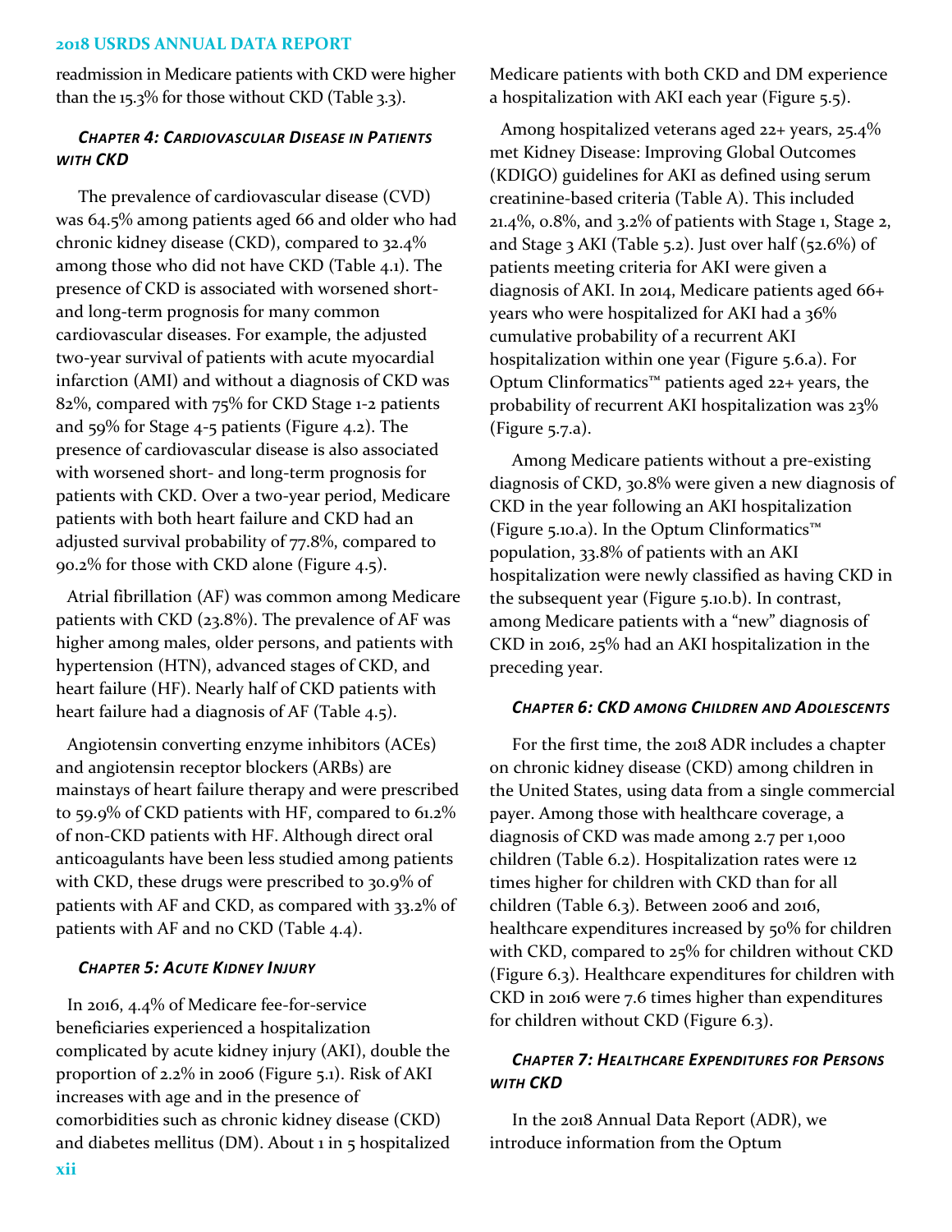readmission in Medicare patients with CKD were higher than the 15.3% for those without CKD (Table 3.3).

### *Chapter 4: Cardiovascular Disease in Patients with CKD*

The prevalence of cardiovascular disease (CVD) was 64.5% among patients aged 66 and older who had chronic kidney disease (CKD), compared to 32.4% among those who did not have CKD (Table 4.1). The presence of CKD is associated with worsened short- and long-term prognosis for many common cardiovascular diseases. For example, the adjusted two-year survival of patients with acute myocardial infarction (AMI) and without a diagnosis of CKD was 82%, compared with 75% for CKD Stage 1-2 patients and 59% for Stage 4-5 patients (Figure 4.2). The presence of cardiovascular disease is also associated with worsened short- and long-term prognosis for patients with CKD. Over a two-year period, Medicare patients with both heart failure and CKD had an adjusted survival probability of 77.8%, compared to 90.2% for those with CKD alone (Figure 4.5).

Atrial fibrillation (AF) was common among Medicare patients with CKD (23.8%). The prevalence of AF was higher among males, older persons, and patients with hypertension (HTN), advanced stages of CKD, and heart failure (HF). Nearly half of CKD patients with heart failure had a diagnosis of AF (Table 4.5).

Angiotensin converting enzyme inhibitors (ACEs) and angiotensin receptor blockers (ARBs) are mainstays of heart failure therapy and were prescribed to 59.9% of CKD patients with HF, compared to 61.2% of non-CKD patients with HF. Although direct oral anticoagulants have been less studied among patients with CKD, these drugs were prescribed to 30.9% of patients with AF and CKD, as compared with 33.2% of patients with AF and no CKD (Table 4.4).

### *Chapter 5: Acute Kidney Injury*

In 2016, 4.4% of Medicare fee-for-service beneficiaries experienced a hospitalization complicated by acute kidney injury (AKI), double the proportion of 2.2% in 2006 (Figure 5.1). Risk of AKI increases with age and in the presence of comorbidities such as chronic kidney disease (CKD) and diabetes mellitus (DM). About 1 in 5 hospitalized Medicare patients with both CKD and DM experience a hospitalization with AKI each year (Figure 5.5).

Among hospitalized veterans aged 22+ years, 25.4% met Kidney Disease: Improving Global Outcomes (KDIGO) guidelines for AKI as defined using serum creatinine-based criteria (Table A). This included 21.4%, 0.8%, and 3.2% of patients with Stage 1, Stage 2, and Stage 3 AKI (Table 5.2). Just over half (52.6%) of patients meeting criteria for AKI were given a diagnosis of AKI. In 2014, Medicare patients aged 66+ years who were hospitalized for AKI had a 36% cumulative probability of a recurrent AKI hospitalization within one year (Figure 5.6.a). For Optum Clinformatics™ patients aged 22+ years, the probability of recurrent AKI hospitalization was 23% (Figure 5.7.a).

Among Medicare patients without a pre-existing diagnosis of CKD, 30.8% were given a new diagnosis of CKD in the year following an AKI hospitalization (Figure 5.10.a). In the Optum Clinformatics™ population, 33.8% of patients with an AKI hospitalization were newly classified as having CKD in the subsequent year (Figure 5.10.b). In contrast, among Medicare patients with a "new" diagnosis of CKD in 2016, 25% had an AKI hospitalization in the preceding year.

### *Chapter 6: CKD among Children and Adolescents*

For the first time, the 2018 ADR includes a chapter on chronic kidney disease (CKD) among children in the United States, using data from a single commercial payer. Among those with healthcare coverage, a diagnosis of CKD was made among 2.7 per 1,000 children (Table 6.2). Hospitalization rates were 12 times higher for children with CKD than for all children (Table 6.3). Between 2006 and 2016, healthcare expenditures increased by 50% for children with CKD, compared to 25% for children without CKD (Figure 6.3). Healthcare expenditures for children with CKD in 2016 were 7.6 times higher than expenditures for children without CKD (Figure 6.3).

### *Chapter 7: Healthcare Expenditures for Persons with CKD*

In the 2018 Annual Data Report (ADR), we introduce information from the Optum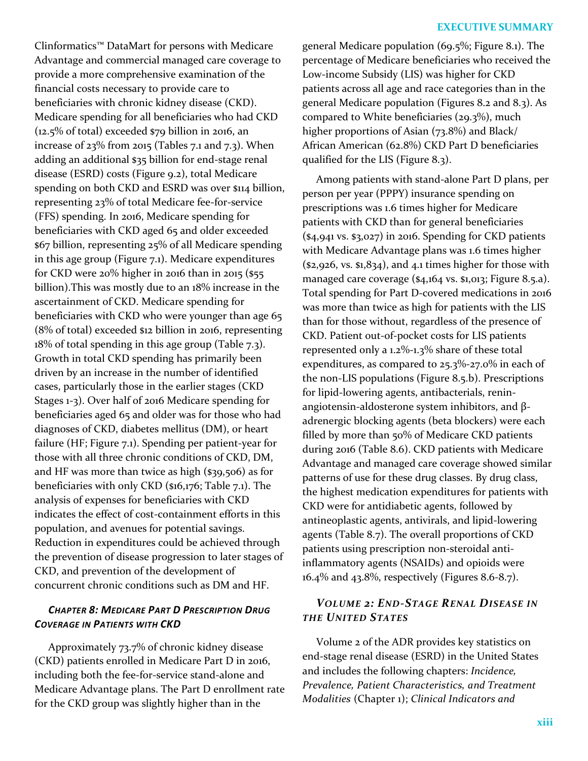Clinformatics™ DataMart for persons with Medicare Advantage and commercial managed care coverage to provide a more comprehensive examination of the financial costs necessary to provide care to beneficiaries with chronic kidney disease (CKD). Medicare spending for all beneficiaries who had CKD (12.5% of total) exceeded $79 billion in 2016, an increase of 23% from 2015 (Tables 7.1 and 7.3). When adding an additional $35 billion for end-stage renal disease (ESRD) costs (Figure 9.2), total Medicare spending on both CKD and ESRD was over $114 billion, representing 23% of total Medicare fee-for-service (FFS) spending. In 2016, Medicare spending for beneficiaries with CKD aged 65 and older exceeded $67 billion, representing 25% of all Medicare spending in this age group (Figure 7.1). Medicare expenditures for CKD were 20% higher in 2016 than in 2015 ($55 billion).This was mostly due to an 18% increase in the ascertainment of CKD. Medicare spending for beneficiaries with CKD who were younger than age 65 (8% of total) exceeded $12 billion in 2016, representing 18% of total spending in this age group (Table 7.3). Growth in total CKD spending has primarily been driven by an increase in the number of identified cases, particularly those in the earlier stages (CKD Stages 1-3). Over half of 2016 Medicare spending for beneficiaries aged 65 and older was for those who had diagnoses of CKD, diabetes mellitus (DM), or heart failure (HF; Figure 7.1). Spending per patient-year for those with all three chronic conditions of CKD, DM, and HF was more than twice as high ($39,506) as for beneficiaries with only CKD ($16,176; Table 7.1). The analysis of expenses for beneficiaries with CKD indicates the effect of cost-containment efforts in this population, and avenues for potential savings. Reduction in expenditures could be achieved through the prevention of disease progression to later stages of CKD, and prevention of the development of concurrent chronic conditions such as DM and HF.

### *Chapter 8: Medicare Part D Prescription Drug Coverage in Patients with CKD*

Approximately 73.7% of chronic kidney disease (CKD) patients enrolled in Medicare Part D in 2016, including both the fee-for-service stand-alone and Medicare Advantage plans. The Part D enrollment rate for the CKD group was slightly higher than in the general Medicare population (69.5%; Figure 8.1). The percentage of Medicare beneficiaries who received the Low-income Subsidy (LIS) was higher for CKD patients across all age and race categories than in the general Medicare population (Figures 8.2 and 8.3). As compared to White beneficiaries (29.3%), much higher proportions of Asian (73.8%) and Black/African American (62.8%) CKD Part D beneficiaries qualified for the LIS (Figure 8.3).

Among patients with stand-alone Part D plans, per person per year (PPPY) insurance spending on prescriptions was 1.6 times higher for Medicare patients with CKD than for general beneficiaries ($4,941 vs. $3,027) in 2016. Spending for CKD patients with Medicare Advantage plans was 1.6 times higher ($2,926, vs. $1,834), and 4.1 times higher for those with managed care coverage ($4,164 vs. $1,013; Figure 8.5.a). Total spending for Part D-covered medications in 2016 was more than twice as high for patients with the LIS than for those without, regardless of the presence of CKD. Patient out-of-pocket costs for LIS patients represented only a 1.2%-1.3% share of these total expenditures, as compared to 25.3%-27.0% in each of the non-LIS populations (Figure 8.5.b). Prescriptions for lipid-lowering agents, antibacterials, renin-angiotensin-aldosterone system inhibitors, and β-adrenergic blocking agents (beta blockers) were each filled by more than 50% of Medicare CKD patients during 2016 (Table 8.6). CKD patients with Medicare Advantage and managed care coverage showed similar patterns of use for these drug classes. By drug class, the highest medication expenditures for patients with CKD were for antidiabetic agents, followed by antineoplastic agents, antivirals, and lipid-lowering agents (Table 8.7). The overall proportions of CKD patients using prescription non-steroidal anti-inflammatory agents (NSAIDs) and opioids were 16.4% and 43.8%, respectively (Figures 8.6-8.7).

## *Volume 2: End-Stage Renal Disease in the United States*

Volume 2 of the ADR provides key statistics on end-stage renal disease (ESRD) in the United States and includes the following chapters: *Incidence, Prevalence, Patient Characteristics, and Treatment Modalities* (Chapter 1); *Clinical Indicators and*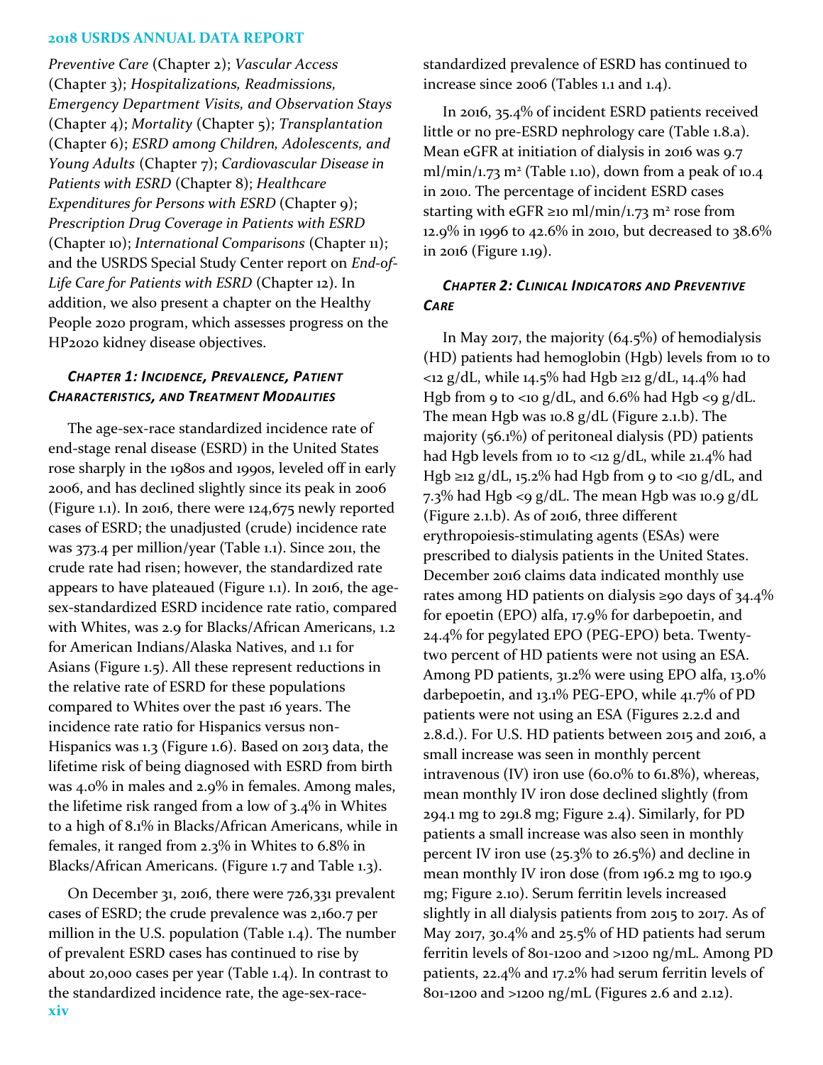*Preventive Care* (Chapter 2); *Vascular Access* (Chapter 3); *Hospitalizations, Readmissions, Emergency Department Visits, and Observation Stays* (Chapter 4); *Mortality* (Chapter 5); *Transplantation* (Chapter 6); *ESRD among Children, Adolescents, and Young Adults* (Chapter 7); *Cardiovascular Disease in Patients with ESRD* (Chapter 8); *Healthcare Expenditures for Persons with ESRD* (Chapter 9); *Prescription Drug Coverage in Patients with ESRD* (Chapter 10); *International Comparisons* (Chapter 11); and the USRDS Special Study Center report on *End-of-Life Care for Patients with ESRD* (Chapter 12). In addition, we also present a chapter on the Healthy People 2020 program, which assesses progress on the HP2020 kidney disease objectives.

### *Chapter 1: Incidence, Prevalence, Patient Characteristics, and Treatment Modalities*

The age-sex-race standardized incidence rate of end-stage renal disease (ESRD) in the United States rose sharply in the 1980s and 1990s, leveled off in early 2006, and has declined slightly since its peak in 2006 (Figure 1.1). In 2016, there were 124,675 newly reported cases of ESRD; the unadjusted (crude) incidence rate was 373.4 per million/year (Table 1.1). Since 2011, the crude rate had risen; however, the standardized rate appears to have plateaued (Figure 1.1). In 2016, the age-sex-standardized ESRD incidence rate ratio, compared with Whites, was 2.9 for Blacks/African Americans, 1.2 for American Indians/Alaska Natives, and 1.1 for Asians (Figure 1.5). All these represent reductions in the relative rate of ESRD for these populations compared to Whites over the past 16 years. The incidence rate ratio for Hispanics versus non-Hispanics was 1.3 (Figure 1.6). Based on 2013 data, the lifetime risk of being diagnosed with ESRD from birth was 4.0% in males and 2.9% in females. Among males, the lifetime risk ranged from a low of 3.4% in Whites to a high of 8.1% in Blacks/African Americans, while in females, it ranged from 2.3% in Whites to 6.8% in Blacks/African Americans. (Figure 1.7 and Table 1.3).

On December 31, 2016, there were 726,331 prevalent cases of ESRD; the crude prevalence was 2,160.7 per million in the U.S. population (Table 1.4). The number of prevalent ESRD cases has continued to rise by about 20,000 cases per year (Table 1.4). In contrast to the standardized incidence rate, the age-sex-race-standardized prevalence of ESRD has continued to increase since 2006 (Tables 1.1 and 1.4).

In 2016, 35.4% of incident ESRD patients received little or no pre-ESRD nephrology care (Table 1.8.a). Mean eGFR at initiation of dialysis in 2016 was 9.7 ml/min/1.73 m² (Table 1.10), down from a peak of 10.4 in 2010. The percentage of incident ESRD cases starting with eGFR ≥10 ml/min/1.73 m² rose from 12.9% in 1996 to 42.6% in 2010, but decreased to 38.6% in 2016 (Figure 1.19).

### *Chapter 2: Clinical Indicators and Preventive Care*

In May 2017, the majority (64.5%) of hemodialysis (HD) patients had hemoglobin (Hgb) levels from 10 to <12 g/dL, while 14.5% had Hgb ≥12 g/dL, 14.4% had Hgb from 9 to <10 g/dL, and 6.6% had Hgb <9 g/dL. The mean Hgb was 10.8 g/dL (Figure 2.1.b). The majority (56.1%) of peritoneal dialysis (PD) patients had Hgb levels from 10 to <12 g/dL, while 21.4% had Hgb ≥12 g/dL, 15.2% had Hgb from 9 to <10 g/dL, and 7.3% had Hgb <9 g/dL. The mean Hgb was 10.9 g/dL (Figure 2.1.b). As of 2016, three different erythropoiesis-stimulating agents (ESAs) were prescribed to dialysis patients in the United States. December 2016 claims data indicated monthly use rates among HD patients on dialysis ≥90 days of 34.4% for epoetin (EPO) alfa, 17.9% for darbepoetin, and 24.4% for pegylated EPO (PEG-EPO) beta. Twenty-two percent of HD patients were not using an ESA. Among PD patients, 31.2% were using EPO alfa, 13.0% darbepoetin, and 13.1% PEG-EPO, while 41.7% of PD patients were not using an ESA (Figures 2.2.d and 2.8.d.). For U.S. HD patients between 2015 and 2016, a small increase was seen in monthly percent intravenous (IV) iron use (60.0% to 61.8%), whereas, mean monthly IV iron dose declined slightly (from 294.1 mg to 291.8 mg; Figure 2.4). Similarly, for PD patients a small increase was also seen in monthly percent IV iron use (25.3% to 26.5%) and decline in mean monthly IV iron dose (from 196.2 mg to 190.9 mg; Figure 2.10). Serum ferritin levels increased slightly in all dialysis patients from 2015 to 2017. As of May 2017, 30.4% and 25.5% of HD patients had serum ferritin levels of 801-1200 and >1200 ng/mL. Among PD patients, 22.4% and 17.2% had serum ferritin levels of 801-1200 and >1200 ng/mL (Figures 2.6 and 2.12).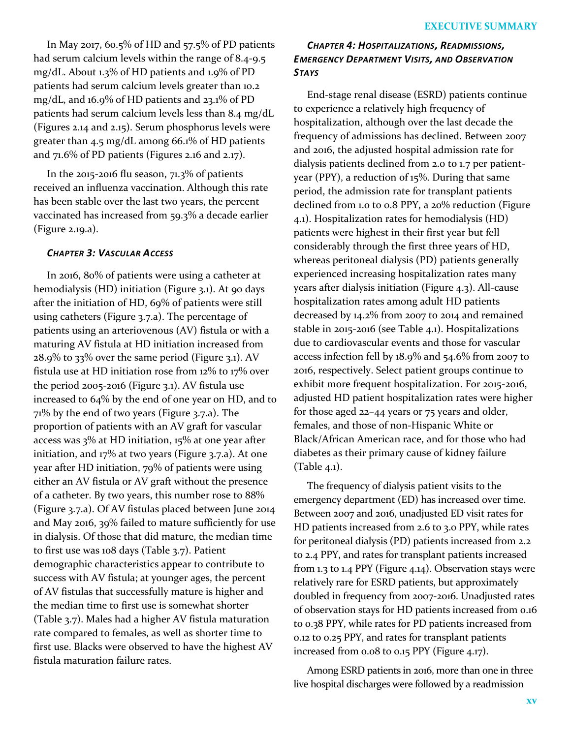In May 2017, 60.5% of HD and 57.5% of PD patients had serum calcium levels within the range of 8.4-9.5 mg/dL. About 1.3% of HD patients and 1.9% of PD patients had serum calcium levels greater than 10.2 mg/dL, and 16.9% of HD patients and 23.1% of PD patients had serum calcium levels less than 8.4 mg/dL (Figures 2.14 and 2.15). Serum phosphorus levels were greater than 4.5 mg/dL among 66.1% of HD patients and 71.6% of PD patients (Figures 2.16 and 2.17).

In the 2015-2016 flu season, 71.3% of patients received an influenza vaccination. Although this rate has been stable over the last two years, the percent vaccinated has increased from 59.3% a decade earlier (Figure 2.19.a).

### *Chapter 3: Vascular Access*

In 2016, 80% of patients were using a catheter at hemodialysis (HD) initiation (Figure 3.1). At 90 days after the initiation of HD, 69% of patients were still using catheters (Figure 3.7.a). The percentage of patients using an arteriovenous (AV) fistula or with a maturing AV fistula at HD initiation increased from 28.9% to 33% over the same period (Figure 3.1). AV fistula use at HD initiation rose from 12% to 17% over the period 2005-2016 (Figure 3.1). AV fistula use increased to 64% by the end of one year on HD, and to 71% by the end of two years (Figure 3.7.a). The proportion of patients with an AV graft for vascular access was 3% at HD initiation, 15% at one year after initiation, and 17% at two years (Figure 3.7.a). At one year after HD initiation, 79% of patients were using either an AV fistula or AV graft without the presence of a catheter. By two years, this number rose to 88% (Figure 3.7.a). Of AV fistulas placed between June 2014 and May 2016, 39% failed to mature sufficiently for use in dialysis. Of those that did mature, the median time to first use was 108 days (Table 3.7). Patient demographic characteristics appear to contribute to success with AV fistula; at younger ages, the percent of AV fistulas that successfully mature is higher and the median time to first use is somewhat shorter (Table 3.7). Males had a higher AV fistula maturation rate compared to females, as well as shorter time to first use. Blacks were observed to have the highest AV fistula maturation failure rates.

### *Chapter 4: Hospitalizations, Readmissions, Emergency Department Visits, and Observation Stays*

End-stage renal disease (ESRD) patients continue to experience a relatively high frequency of hospitalization, although over the last decade the frequency of admissions has declined. Between 2007 and 2016, the adjusted hospital admission rate for dialysis patients declined from 2.0 to 1.7 per patient-year (PPY), a reduction of 15%. During that same period, the admission rate for transplant patients declined from 1.0 to 0.8 PPY, a 20% reduction (Figure 4.1). Hospitalization rates for hemodialysis (HD) patients were highest in their first year but fell considerably through the first three years of HD, whereas peritoneal dialysis (PD) patients generally experienced increasing hospitalization rates many years after dialysis initiation (Figure 4.3). All-cause hospitalization rates among adult HD patients decreased by 14.2% from 2007 to 2014 and remained stable in 2015-2016 (see Table 4.1). Hospitalizations due to cardiovascular events and those for vascular access infection fell by 18.9% and 54.6% from 2007 to 2016, respectively. Select patient groups continue to exhibit more frequent hospitalization. For 2015-2016, adjusted HD patient hospitalization rates were higher for those aged 22–44 years or 75 years and older, females, and those of non-Hispanic White or Black/African American race, and for those who had diabetes as their primary cause of kidney failure (Table 4.1).

The frequency of dialysis patient visits to the emergency department (ED) has increased over time. Between 2007 and 2016, unadjusted ED visit rates for HD patients increased from 2.6 to 3.0 PPY, while rates for peritoneal dialysis (PD) patients increased from 2.2 to 2.4 PPY, and rates for transplant patients increased from 1.3 to 1.4 PPY (Figure 4.14). Observation stays were relatively rare for ESRD patients, but approximately doubled in frequency from 2007-2016. Unadjusted rates of observation stays for HD patients increased from 0.16 to 0.38 PPY, while rates for PD patients increased from 0.12 to 0.25 PPY, and rates for transplant patients increased from 0.08 to 0.15 PPY (Figure 4.17).

Among ESRD patients in 2016, more than one in three live hospital discharges were followed by a readmission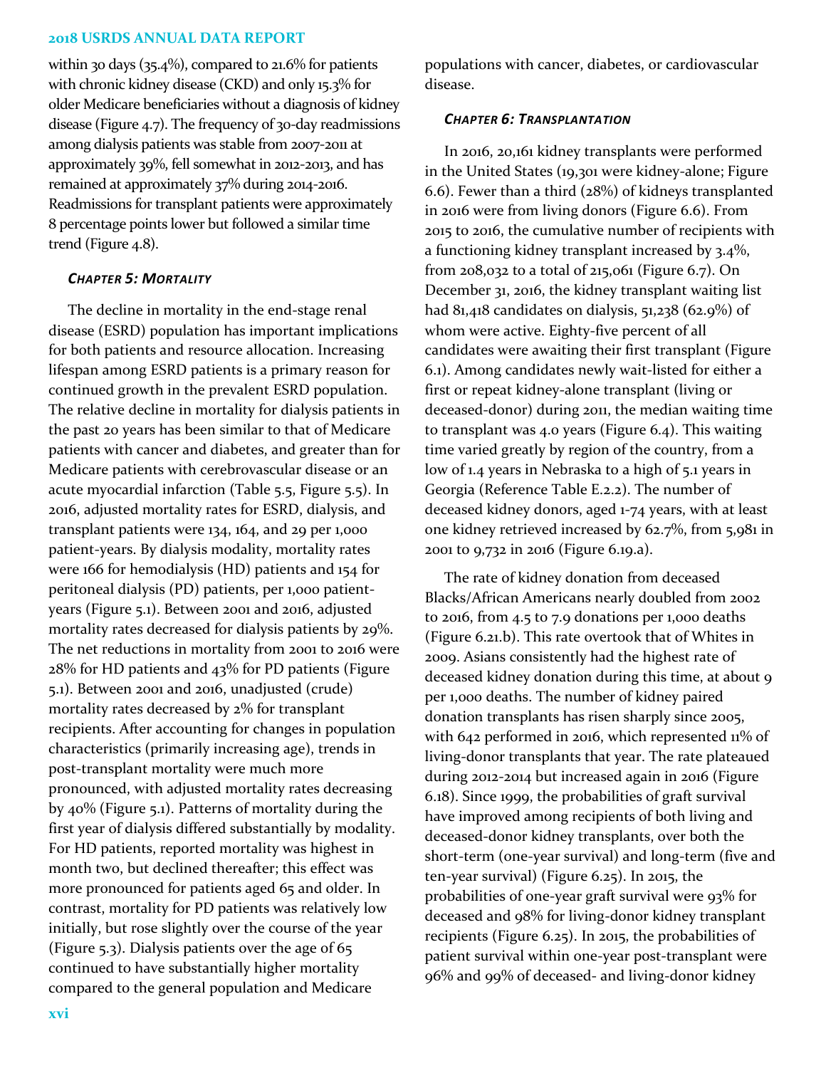within 30 days (35.4%), compared to 21.6% for patients with chronic kidney disease (CKD) and only 15.3% for older Medicare beneficiaries without a diagnosis of kidney disease (Figure 4.7). The frequency of 30-day readmissions among dialysis patients was stable from 2007-2011 at approximately 39%, fell somewhat in 2012-2013, and has remained at approximately 37% during 2014-2016. Readmissions for transplant patients were approximately 8 percentage points lower but followed a similar time trend (Figure 4.8).

### *Chapter 5: Mortality*

The decline in mortality in the end-stage renal disease (ESRD) population has important implications for both patients and resource allocation. Increasing lifespan among ESRD patients is a primary reason for continued growth in the prevalent ESRD population. The relative decline in mortality for dialysis patients in the past 20 years has been similar to that of Medicare patients with cancer and diabetes, and greater than for Medicare patients with cerebrovascular disease or an acute myocardial infarction (Table 5.5, Figure 5.5). In 2016, adjusted mortality rates for ESRD, dialysis, and transplant patients were 134, 164, and 29 per 1,000 patient-years. By dialysis modality, mortality rates were 166 for hemodialysis (HD) patients and 154 for peritoneal dialysis (PD) patients, per 1,000 patient-years (Figure 5.1). Between 2001 and 2016, adjusted mortality rates decreased for dialysis patients by 29%. The net reductions in mortality from 2001 to 2016 were 28% for HD patients and 43% for PD patients (Figure 5.1). Between 2001 and 2016, unadjusted (crude) mortality rates decreased by 2% for transplant recipients. After accounting for changes in population characteristics (primarily increasing age), trends in post-transplant mortality were much more pronounced, with adjusted mortality rates decreasing by 40% (Figure 5.1). Patterns of mortality during the first year of dialysis differed substantially by modality. For HD patients, reported mortality was highest in month two, but declined thereafter; this effect was more pronounced for patients aged 65 and older. In contrast, mortality for PD patients was relatively low initially, but rose slightly over the course of the year (Figure 5.3). Dialysis patients over the age of 65 continued to have substantially higher mortality compared to the general population and Medicare populations with cancer, diabetes, or cardiovascular disease.

### *Chapter 6: Transplantation*

In 2016, 20,161 kidney transplants were performed in the United States (19,301 were kidney-alone; Figure 6.6). Fewer than a third (28%) of kidneys transplanted in 2016 were from living donors (Figure 6.6). From 2015 to 2016, the cumulative number of recipients with a functioning kidney transplant increased by 3.4%, from 208,032 to a total of 215,061 (Figure 6.7). On December 31, 2016, the kidney transplant waiting list had 81,418 candidates on dialysis, 51,238 (62.9%) of whom were active. Eighty-five percent of all candidates were awaiting their first transplant (Figure 6.1). Among candidates newly wait-listed for either a first or repeat kidney-alone transplant (living or deceased-donor) during 2011, the median waiting time to transplant was 4.0 years (Figure 6.4). This waiting time varied greatly by region of the country, from a low of 1.4 years in Nebraska to a high of 5.1 years in Georgia (Reference Table E.2.2). The number of deceased kidney donors, aged 1-74 years, with at least one kidney retrieved increased by 62.7%, from 5,981 in 2001 to 9,732 in 2016 (Figure 6.19.a).

The rate of kidney donation from deceased Blacks/African Americans nearly doubled from 2002 to 2016, from 4.5 to 7.9 donations per 1,000 deaths (Figure 6.21.b). This rate overtook that of Whites in 2009. Asians consistently had the highest rate of deceased kidney donation during this time, at about 9 per 1,000 deaths. The number of kidney paired donation transplants has risen sharply since 2005, with 642 performed in 2016, which represented 11% of living-donor transplants that year. The rate plateaued during 2012-2014 but increased again in 2016 (Figure 6.18). Since 1999, the probabilities of graft survival have improved among recipients of both living and deceased-donor kidney transplants, over both the short-term (one-year survival) and long-term (five and ten-year survival) (Figure 6.25). In 2015, the probabilities of one-year graft survival were 93% for deceased and 98% for living-donor kidney transplant recipients (Figure 6.25). In 2015, the probabilities of patient survival within one-year post-transplant were 96% and 99% of deceased- and living-donor kidney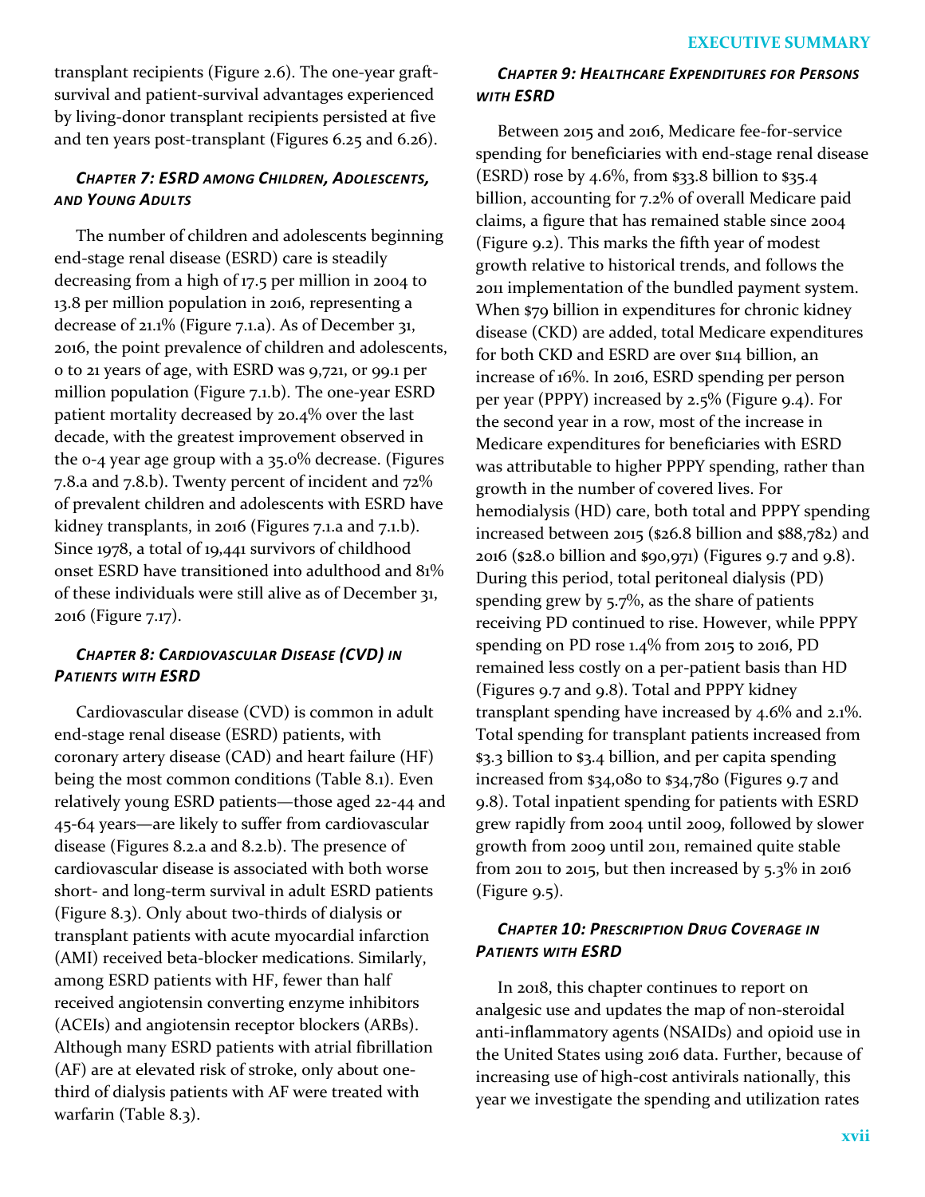transplant recipients (Figure 2.6). The one-year graft-survival and patient-survival advantages experienced by living-donor transplant recipients persisted at five and ten years post-transplant (Figures 6.25 and 6.26).

### *Chapter 7: ESRD among Children, Adolescents, and Young Adults*

The number of children and adolescents beginning end-stage renal disease (ESRD) care is steadily decreasing from a high of 17.5 per million in 2004 to 13.8 per million population in 2016, representing a decrease of 21.1% (Figure 7.1.a). As of December 31, 2016, the point prevalence of children and adolescents, 0 to 21 years of age, with ESRD was 9,721, or 99.1 per million population (Figure 7.1.b). The one-year ESRD patient mortality decreased by 20.4% over the last decade, with the greatest improvement observed in the 0-4 year age group with a 35.0% decrease. (Figures 7.8.a and 7.8.b). Twenty percent of incident and 72% of prevalent children and adolescents with ESRD have kidney transplants, in 2016 (Figures 7.1.a and 7.1.b). Since 1978, a total of 19,441 survivors of childhood onset ESRD have transitioned into adulthood and 81% of these individuals were still alive as of December 31, 2016 (Figure 7.17).

### *Chapter 8: Cardiovascular Disease (CVD) in Patients with ESRD*

Cardiovascular disease (CVD) is common in adult end-stage renal disease (ESRD) patients, with coronary artery disease (CAD) and heart failure (HF) being the most common conditions (Table 8.1). Even relatively young ESRD patients—those aged 22-44 and 45-64 years—are likely to suffer from cardiovascular disease (Figures 8.2.a and 8.2.b). The presence of cardiovascular disease is associated with both worse short- and long-term survival in adult ESRD patients (Figure 8.3). Only about two-thirds of dialysis or transplant patients with acute myocardial infarction (AMI) received beta-blocker medications. Similarly, among ESRD patients with HF, fewer than half received angiotensin converting enzyme inhibitors (ACEIs) and angiotensin receptor blockers (ARBs). Although many ESRD patients with atrial fibrillation (AF) are at elevated risk of stroke, only about one-third of dialysis patients with AF were treated with warfarin (Table 8.3).

### *Chapter 9: Healthcare Expenditures for Persons with ESRD*

Between 2015 and 2016, Medicare fee-for-service spending for beneficiaries with end-stage renal disease (ESRD) rose by 4.6%, from $33.8 billion to $35.4 billion, accounting for 7.2% of overall Medicare paid claims, a figure that has remained stable since 2004 (Figure 9.2). This marks the fifth year of modest growth relative to historical trends, and follows the 2011 implementation of the bundled payment system. When $79 billion in expenditures for chronic kidney disease (CKD) are added, total Medicare expenditures for both CKD and ESRD are over $114 billion, an increase of 16%. In 2016, ESRD spending per person per year (PPPY) increased by 2.5% (Figure 9.4). For the second year in a row, most of the increase in Medicare expenditures for beneficiaries with ESRD was attributable to higher PPPY spending, rather than growth in the number of covered lives. For hemodialysis (HD) care, both total and PPPY spending increased between 2015 ($26.8 billion and $88,782) and 2016 ($28.0 billion and $90,971) (Figures 9.7 and 9.8). During this period, total peritoneal dialysis (PD) spending grew by 5.7%, as the share of patients receiving PD continued to rise. However, while PPPY spending on PD rose 1.4% from 2015 to 2016, PD remained less costly on a per-patient basis than HD (Figures 9.7 and 9.8). Total and PPPY kidney transplant spending have increased by 4.6% and 2.1%. Total spending for transplant patients increased from $3.3 billion to $3.4 billion, and per capita spending increased from $34,080 to $34,780 (Figures 9.7 and 9.8). Total inpatient spending for patients with ESRD grew rapidly from 2004 until 2009, followed by slower growth from 2009 until 2011, remained quite stable from 2011 to 2015, but then increased by 5.3% in 2016 (Figure 9.5).

### *Chapter 10: Prescription Drug Coverage in Patients with ESRD*

In 2018, this chapter continues to report on analgesic use and updates the map of non-steroidal anti-inflammatory agents (NSAIDs) and opioid use in the United States using 2016 data. Further, because of increasing use of high-cost antivirals nationally, this year we investigate the spending and utilization rates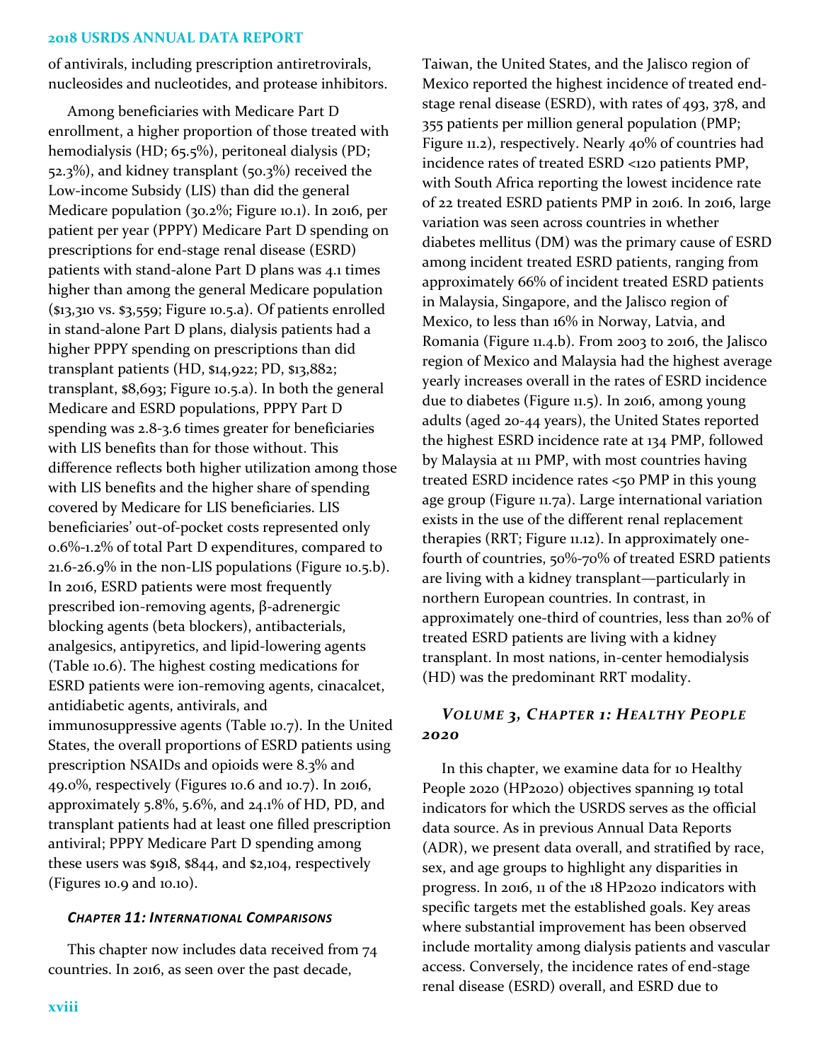of antivirals, including prescription antiretrovirals, nucleosides and nucleotides, and protease inhibitors.

Among beneficiaries with Medicare Part D enrollment, a higher proportion of those treated with hemodialysis (HD; 65.5%), peritoneal dialysis (PD; 52.3%), and kidney transplant (50.3%) received the Low-income Subsidy (LIS) than did the general Medicare population (30.2%; Figure 10.1). In 2016, per patient per year (PPPY) Medicare Part D spending on prescriptions for end-stage renal disease (ESRD) patients with stand-alone Part D plans was 4.1 times higher than among the general Medicare population ($13,310 vs. $3,559; Figure 10.5.a). Of patients enrolled in stand-alone Part D plans, dialysis patients had a higher PPPY spending on prescriptions than did transplant patients (HD, $14,922; PD, $13,882; transplant, $8,693; Figure 10.5.a). In both the general Medicare and ESRD populations, PPPY Part D spending was 2.8-3.6 times greater for beneficiaries with LIS benefits than for those without. This difference reflects both higher utilization among those with LIS benefits and the higher share of spending covered by Medicare for LIS beneficiaries. LIS beneficiaries' out-of-pocket costs represented only 0.6%-1.2% of total Part D expenditures, compared to 21.6-26.9% in the non-LIS populations (Figure 10.5.b). In 2016, ESRD patients were most frequently prescribed ion-removing agents, β-adrenergic blocking agents (beta blockers), antibacterials, analgesics, antipyretics, and lipid-lowering agents (Table 10.6). The highest costing medications for ESRD patients were ion-removing agents, cinacalcet, antidiabetic agents, antivirals, and immunosuppressive agents (Table 10.7). In the United States, the overall proportions of ESRD patients using prescription NSAIDs and opioids were 8.3% and 49.0%, respectively (Figures 10.6 and 10.7). In 2016, approximately 5.8%, 5.6%, and 24.1% of HD, PD, and transplant patients had at least one filled prescription antiviral; PPPY Medicare Part D spending among these users was $918, $844, and $2,104, respectively (Figures 10.9 and 10.10).

#### *Chapter 11: International Comparisons*

This chapter now includes data received from 74 countries. In 2016, as seen over the past decade, Taiwan, the United States, and the Jalisco region of Mexico reported the highest incidence of treated end-stage renal disease (ESRD), with rates of 493, 378, and 355 patients per million general population (PMP; Figure 11.2), respectively. Nearly 40% of countries had incidence rates of treated ESRD <120 patients PMP, with South Africa reporting the lowest incidence rate of 22 treated ESRD patients PMP in 2016. In 2016, large variation was seen across countries in whether diabetes mellitus (DM) was the primary cause of ESRD among incident treated ESRD patients, ranging from approximately 66% of incident treated ESRD patients in Malaysia, Singapore, and the Jalisco region of Mexico, to less than 16% in Norway, Latvia, and Romania (Figure 11.4.b). From 2003 to 2016, the Jalisco region of Mexico and Malaysia had the highest average yearly increases overall in the rates of ESRD incidence due to diabetes (Figure 11.5). In 2016, among young adults (aged 20-44 years), the United States reported the highest ESRD incidence rate at 134 PMP, followed by Malaysia at 111 PMP, with most countries having treated ESRD incidence rates <50 PMP in this young age group (Figure 11.7a). Large international variation exists in the use of the different renal replacement therapies (RRT; Figure 11.12). In approximately one-fourth of countries, 50%-70% of treated ESRD patients are living with a kidney transplant—particularly in northern European countries. In contrast, in approximately one-third of countries, less than 20% of treated ESRD patients are living with a kidney transplant. In most nations, in-center hemodialysis (HD) was the predominant RRT modality.

### *Volume 3, Chapter 1: Healthy People 2020*

In this chapter, we examine data for 10 Healthy People 2020 (HP2020) objectives spanning 19 total indicators for which the USRDS serves as the official data source. As in previous Annual Data Reports (ADR), we present data overall, and stratified by race, sex, and age groups to highlight any disparities in progress. In 2016, 11 of the 18 HP2020 indicators with specific targets met the established goals. Key areas where substantial improvement has been observed include mortality among dialysis patients and vascular access. Conversely, the incidence rates of end-stage renal disease (ESRD) overall, and ESRD due to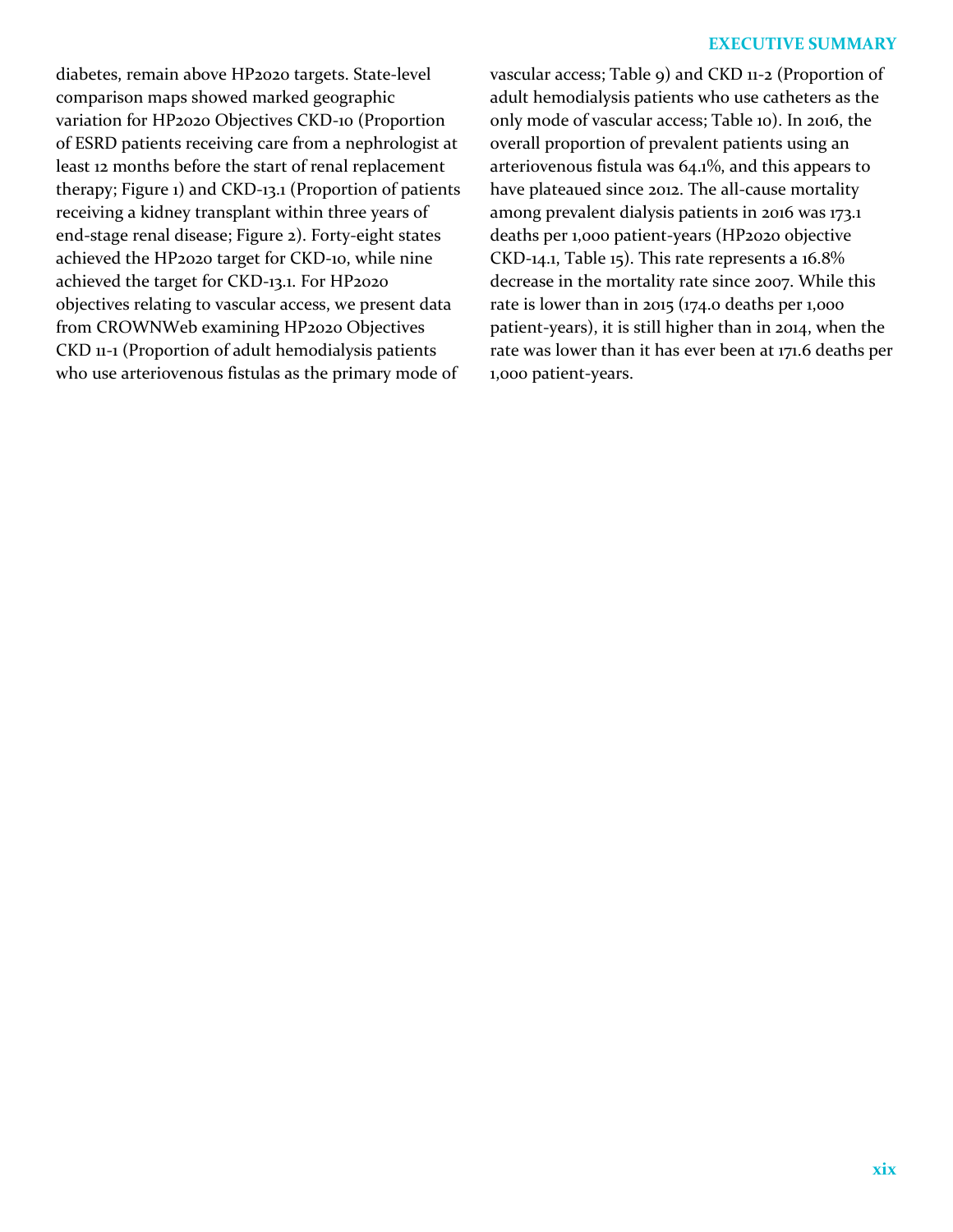diabetes, remain above HP2020 targets. State-level comparison maps showed marked geographic variation for HP2020 Objectives CKD-10 (Proportion of ESRD patients receiving care from a nephrologist at least 12 months before the start of renal replacement therapy; Figure 1) and CKD-13.1 (Proportion of patients receiving a kidney transplant within three years of end-stage renal disease; Figure 2). Forty-eight states achieved the HP2020 target for CKD-10, while nine achieved the target for CKD-13.1. For HP2020 objectives relating to vascular access, we present data from CROWNWeb examining HP2020 Objectives CKD 11-1 (Proportion of adult hemodialysis patients who use arteriovenous fistulas as the primary mode of vascular access; Table 9) and CKD 11-2 (Proportion of adult hemodialysis patients who use catheters as the only mode of vascular access; Table 10). In 2016, the overall proportion of prevalent patients using an arteriovenous fistula was 64.1%, and this appears to have plateaued since 2012. The all-cause mortality among prevalent dialysis patients in 2016 was 173.1 deaths per 1,000 patient-years (HP2020 objective CKD-14.1, Table 15). This rate represents a 16.8% decrease in the mortality rate since 2007. While this rate is lower than in 2015 (174.0 deaths per 1,000 patient-years), it is still higher than in 2014, when the rate was lower than it has ever been at 171.6 deaths per 1,000 patient-years.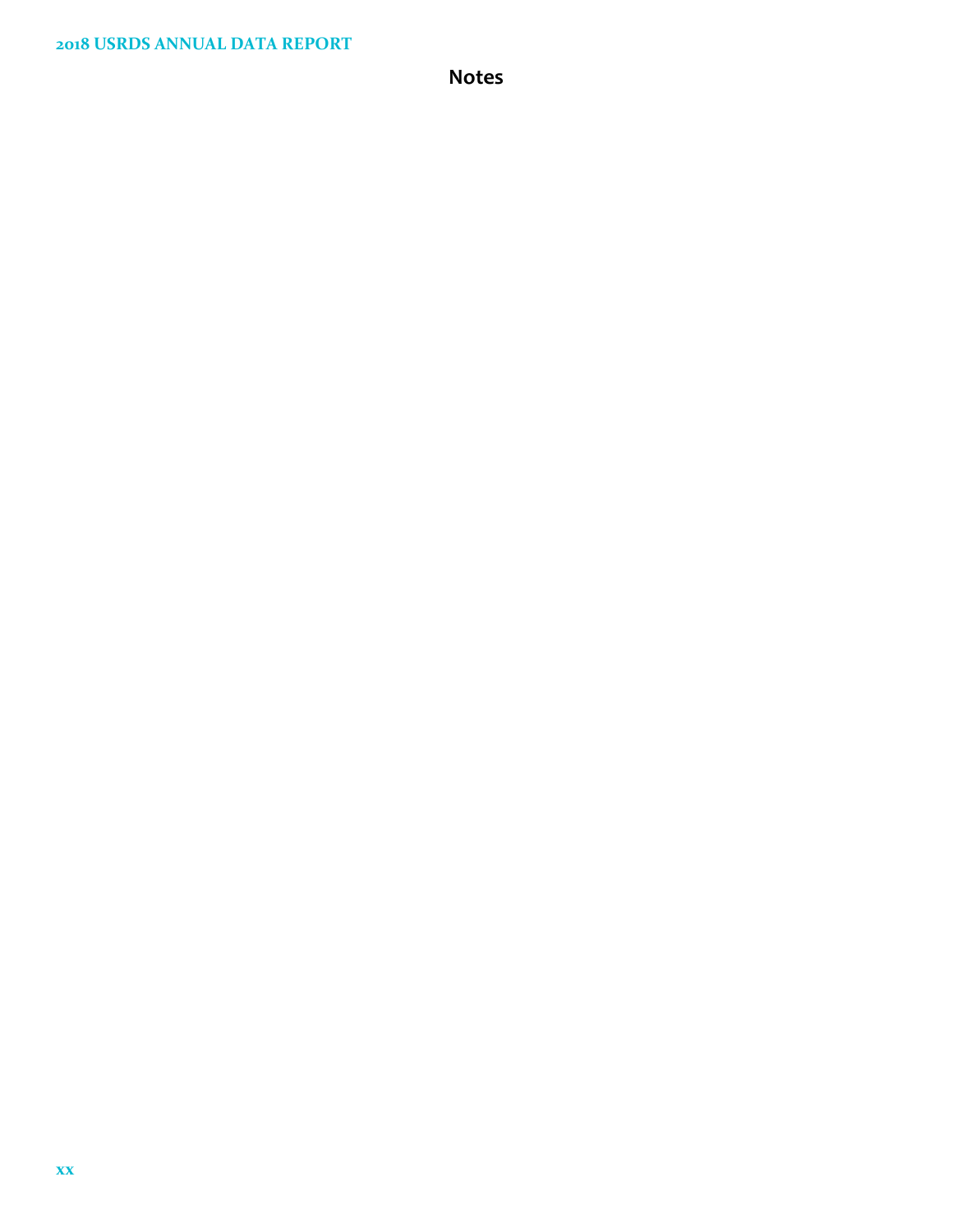## Notes